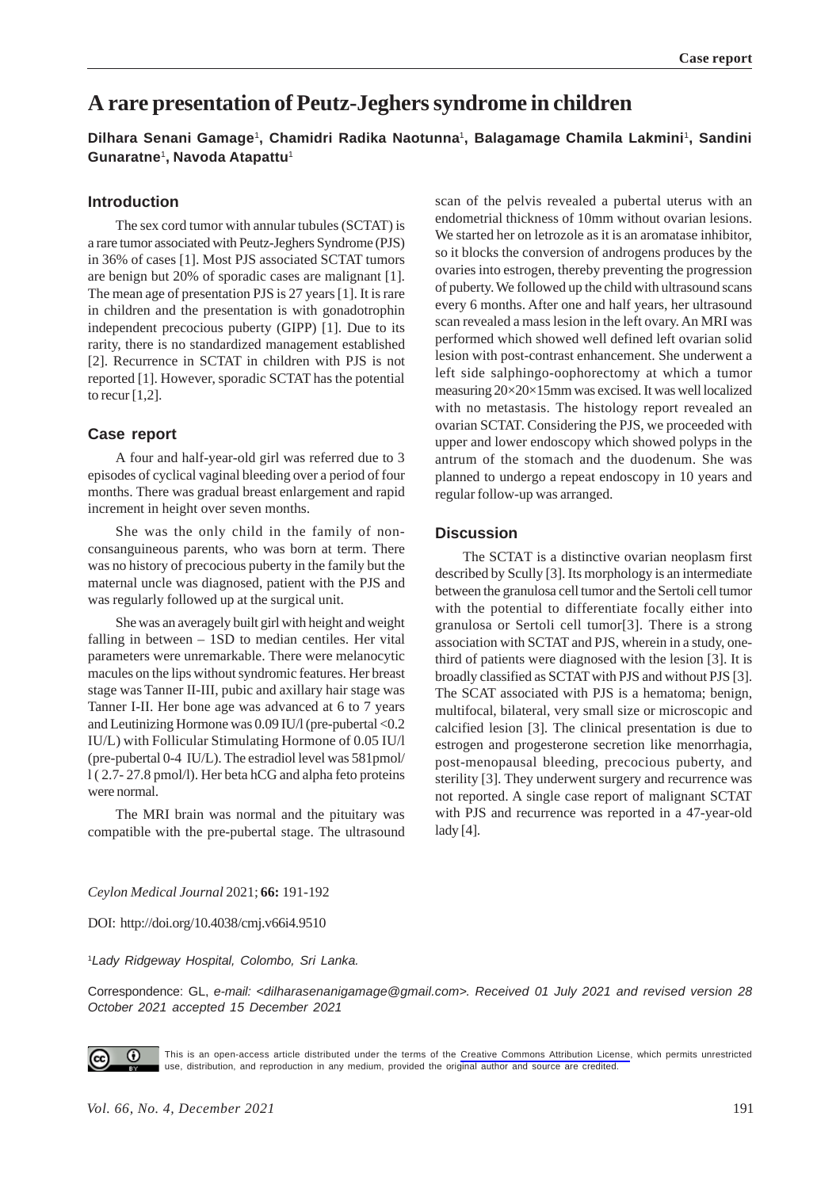Case report

# A rare presentation of Peutz-Jeghers syndrome in children

**Dilhara Senani Gamage[1], Chamidri Radika Naotunna[1], Balagamage Chamila Lakmini[1], Sandini Gunaratne[1], Navoda Atapattu[1]**

## Introduction

The sex cord tumor with annular tubules (SCTAT) is a rare tumor associated with Peutz-Jeghers Syndrome (PJS) in 36% of cases [1]. Most PJS associated SCTAT tumors are benign but 20% of sporadic cases are malignant [1]. The mean age of presentation PJS is 27 years [1]. It is rare in children and the presentation is with gonadotrophin independent precocious puberty (GIPP) [1]. Due to its rarity, there is no standardized management established [2]. Recurrence in SCTAT in children with PJS is not reported [1]. However, sporadic SCTAT has the potential to recur [1,2].

## Case report

A four and half-year-old girl was referred due to 3 episodes of cyclical vaginal bleeding over a period of four months. There was gradual breast enlargement and rapid increment in height over seven months.

She was the only child in the family of non-consanguineous parents, who was born at term. There was no history of precocious puberty in the family but the maternal uncle was diagnosed, patient with the PJS and was regularly followed up at the surgical unit.

She was an averagely built girl with height and weight falling in between – 1SD to median centiles. Her vital parameters were unremarkable. There were melanocytic macules on the lips without syndromic features. Her breast stage was Tanner II-III, pubic and axillary hair stage was Tanner I-II. Her bone age was advanced at 6 to 7 years and Leutinizing Hormone was 0.09 IU/l (pre-pubertal <0.2 IU/L) with Follicular Stimulating Hormone of 0.05 IU/l (pre-pubertal 0-4 IU/L). The estradiol level was 581pmol/l ( 2.7- 27.8 pmol/l). Her beta hCG and alpha feto proteins were normal.

The MRI brain was normal and the pituitary was compatible with the pre-pubertal stage. The ultrasound scan of the pelvis revealed a pubertal uterus with an endometrial thickness of 10mm without ovarian lesions. We started her on letrozole as it is an aromatase inhibitor, so it blocks the conversion of androgens produces by the ovaries into estrogen, thereby preventing the progression of puberty. We followed up the child with ultrasound scans every 6 months. After one and half years, her ultrasound scan revealed a mass lesion in the left ovary. An MRI was performed which showed well defined left ovarian solid lesion with post-contrast enhancement. She underwent a left side salphingo-oophorectomy at which a tumor measuring 20×20×15mm was excised. It was well localized with no metastasis. The histology report revealed an ovarian SCTAT. Considering the PJS, we proceeded with upper and lower endoscopy which showed polyps in the antrum of the stomach and the duodenum. She was planned to undergo a repeat endoscopy in 10 years and regular follow-up was arranged.

## Discussion

The SCTAT is a distinctive ovarian neoplasm first described by Scully [3]. Its morphology is an intermediate between the granulosa cell tumor and the Sertoli cell tumor with the potential to differentiate focally either into granulosa or Sertoli cell tumor[3]. There is a strong association with SCTAT and PJS, wherein in a study, one-third of patients were diagnosed with the lesion [3]. It is broadly classified as SCTAT with PJS and without PJS [3]. The SCAT associated with PJS is a hematoma; benign, multifocal, bilateral, very small size or microscopic and calcified lesion [3]. The clinical presentation is due to estrogen and progesterone secretion like menorrhagia, post-menopausal bleeding, precocious puberty, and sterility [3]. They underwent surgery and recurrence was not reported. A single case report of malignant SCTAT with PJS and recurrence was reported in a 47-year-old lady [4].

*Ceylon Medical Journal* 2021; **66:** 191-192

DOI: http://doi.org/10.4038/cmj.v66i4.9510

[1]*Lady Ridgeway Hospital, Colombo, Sri Lanka.*

Correspondence: GL, *e-mail: <dilharasenanigamage@gmail.com>. Received 01 July 2021 and revised version 28 October 2021 accepted 15 December 2021*

This is an open-access article distributed under the terms of the Creative Commons Attribution License, which permits unrestricted use, distribution, and reproduction in any medium, provided the original author and source are credited.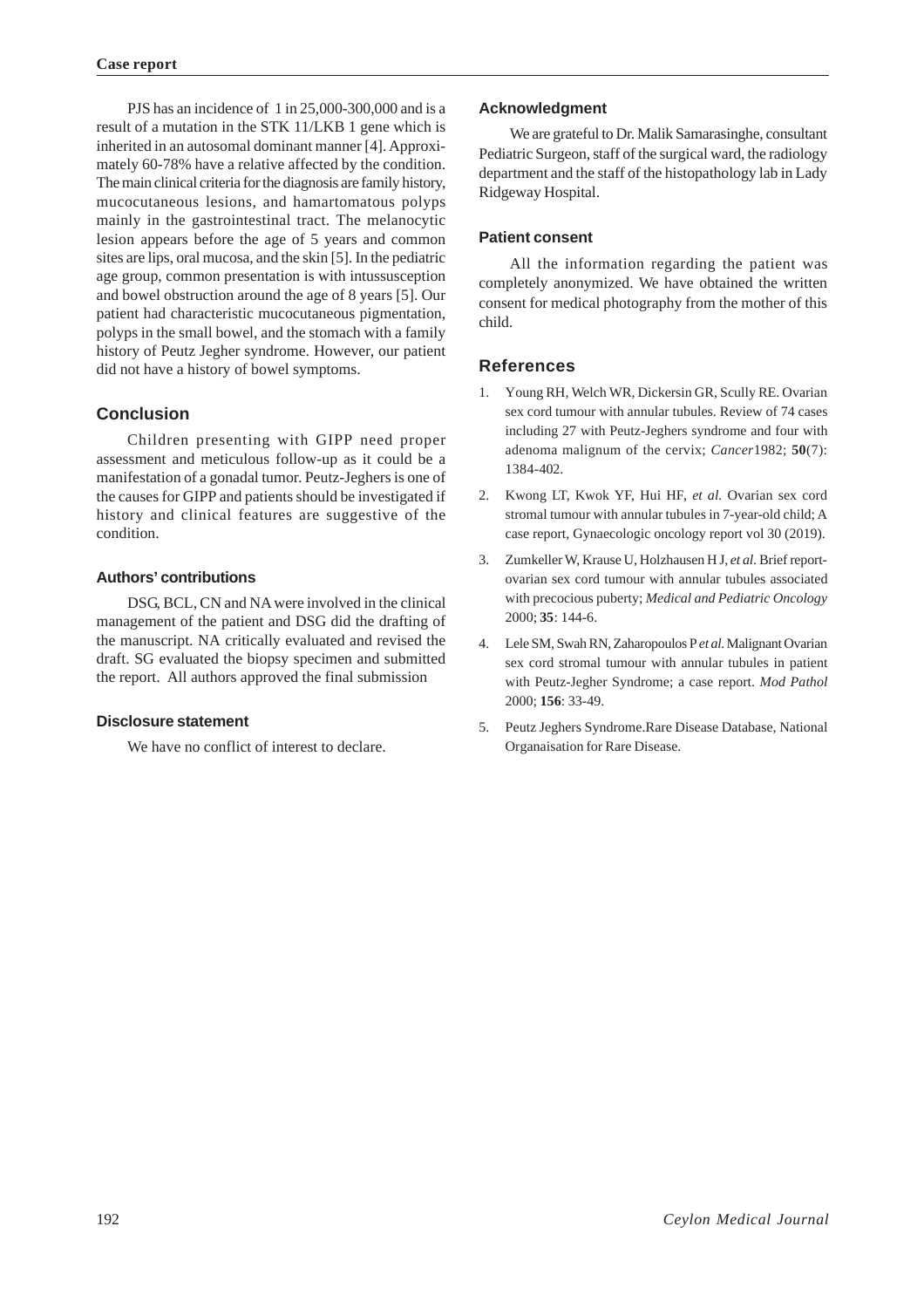PJS has an incidence of 1 in 25,000-300,000 and is a result of a mutation in the STK 11/LKB 1 gene which is inherited in an autosomal dominant manner [4]. Approximately 60-78% have a relative affected by the condition. The main clinical criteria for the diagnosis are family history, mucocutaneous lesions, and hamartomatous polyps mainly in the gastrointestinal tract. The melanocytic lesion appears before the age of 5 years and common sites are lips, oral mucosa, and the skin [5]. In the pediatric age group, common presentation is with intussusception and bowel obstruction around the age of 8 years [5]. Our patient had characteristic mucocutaneous pigmentation, polyps in the small bowel, and the stomach with a family history of Peutz Jegher syndrome. However, our patient did not have a history of bowel symptoms.

## Conclusion

Children presenting with GIPP need proper assessment and meticulous follow-up as it could be a manifestation of a gonadal tumor. Peutz-Jeghers is one of the causes for GIPP and patients should be investigated if history and clinical features are suggestive of the condition.

### Authors' contributions

DSG, BCL, CN and NA were involved in the clinical management of the patient and DSG did the drafting of the manuscript. NA critically evaluated and revised the draft. SG evaluated the biopsy specimen and submitted the report. All authors approved the final submission

### Disclosure statement

We have no conflict of interest to declare.

### Acknowledgment

We are grateful to Dr. Malik Samarasinghe, consultant Pediatric Surgeon, staff of the surgical ward, the radiology department and the staff of the histopathology lab in Lady Ridgeway Hospital.

### Patient consent

All the information regarding the patient was completely anonymized. We have obtained the written consent for medical photography from the mother of this child.

## References

1. Young RH, Welch WR, Dickersin GR, Scully RE. Ovarian sex cord tumour with annular tubules. Review of 74 cases including 27 with Peutz-Jeghers syndrome and four with adenoma malignum of the cervix; *Cancer* 1982; **50**(7): 1384-402.
2. Kwong LT, Kwok YF, Hui HF, *et al.* Ovarian sex cord stromal tumour with annular tubules in 7-year-old child; A case report, Gynaecologic oncology report vol 30 (2019).
3. Zumkeller W, Krause U, Holzhausen H J, *et al.* Brief report-ovarian sex cord tumour with annular tubules associated with precocious puberty; *Medical and Pediatric Oncology* 2000; **35**: 144-6.
4. Lele SM, Swah RN, Zaharopoulos P *et al.* Malignant Ovarian sex cord stromal tumour with annular tubules in patient with Peutz-Jegher Syndrome; a case report. *Mod Pathol* 2000; **156**: 33-49.
5. Peutz Jeghers Syndrome.Rare Disease Database, National Organaisation for Rare Disease.